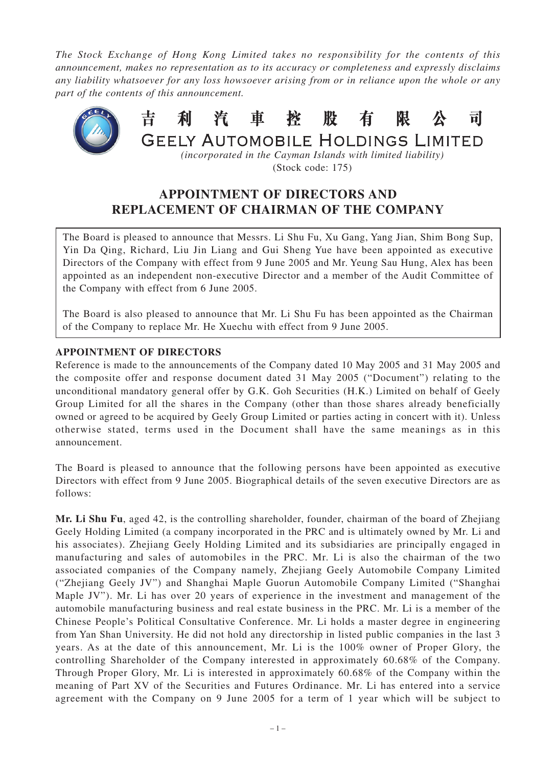*The Stock Exchange of Hong Kong Limited takes no responsibility for the contents of this announcement, makes no representation as to its accuracy or completeness and expressly disclaims any liability whatsoever for any loss howsoever arising from or in reliance upon the whole or any part of the contents of this announcement.*

# 吉利汽車控股有限公司
# GEELY AUTOMOBILE HOLDINGS LIMITED

*(incorporated in the Cayman Islands with limited liability)*

(Stock code: 175)

## APPOINTMENT OF DIRECTORS AND REPLACEMENT OF CHAIRMAN OF THE COMPANY

The Board is pleased to announce that Messrs. Li Shu Fu, Xu Gang, Yang Jian, Shim Bong Sup, Yin Da Qing, Richard, Liu Jin Liang and Gui Sheng Yue have been appointed as executive Directors of the Company with effect from 9 June 2005 and Mr. Yeung Sau Hung, Alex has been appointed as an independent non-executive Director and a member of the Audit Committee of the Company with effect from 6 June 2005.

The Board is also pleased to announce that Mr. Li Shu Fu has been appointed as the Chairman of the Company to replace Mr. He Xuechu with effect from 9 June 2005.

### APPOINTMENT OF DIRECTORS

Reference is made to the announcements of the Company dated 10 May 2005 and 31 May 2005 and the composite offer and response document dated 31 May 2005 ("Document") relating to the unconditional mandatory general offer by G.K. Goh Securities (H.K.) Limited on behalf of Geely Group Limited for all the shares in the Company (other than those shares already beneficially owned or agreed to be acquired by Geely Group Limited or parties acting in concert with it). Unless otherwise stated, terms used in the Document shall have the same meanings as in this announcement.

The Board is pleased to announce that the following persons have been appointed as executive Directors with effect from 9 June 2005. Biographical details of the seven executive Directors are as follows:

**Mr. Li Shu Fu**, aged 42, is the controlling shareholder, founder, chairman of the board of Zhejiang Geely Holding Limited (a company incorporated in the PRC and is ultimately owned by Mr. Li and his associates). Zhejiang Geely Holding Limited and its subsidiaries are principally engaged in manufacturing and sales of automobiles in the PRC. Mr. Li is also the chairman of the two associated companies of the Company namely, Zhejiang Geely Automobile Company Limited ("Zhejiang Geely JV") and Shanghai Maple Guorun Automobile Company Limited ("Shanghai Maple JV"). Mr. Li has over 20 years of experience in the investment and management of the automobile manufacturing business and real estate business in the PRC. Mr. Li is a member of the Chinese People's Political Consultative Conference. Mr. Li holds a master degree in engineering from Yan Shan University. He did not hold any directorship in listed public companies in the last 3 years. As at the date of this announcement, Mr. Li is the 100% owner of Proper Glory, the controlling Shareholder of the Company interested in approximately 60.68% of the Company. Through Proper Glory, Mr. Li is interested in approximately 60.68% of the Company within the meaning of Part XV of the Securities and Futures Ordinance. Mr. Li has entered into a service agreement with the Company on 9 June 2005 for a term of 1 year which will be subject to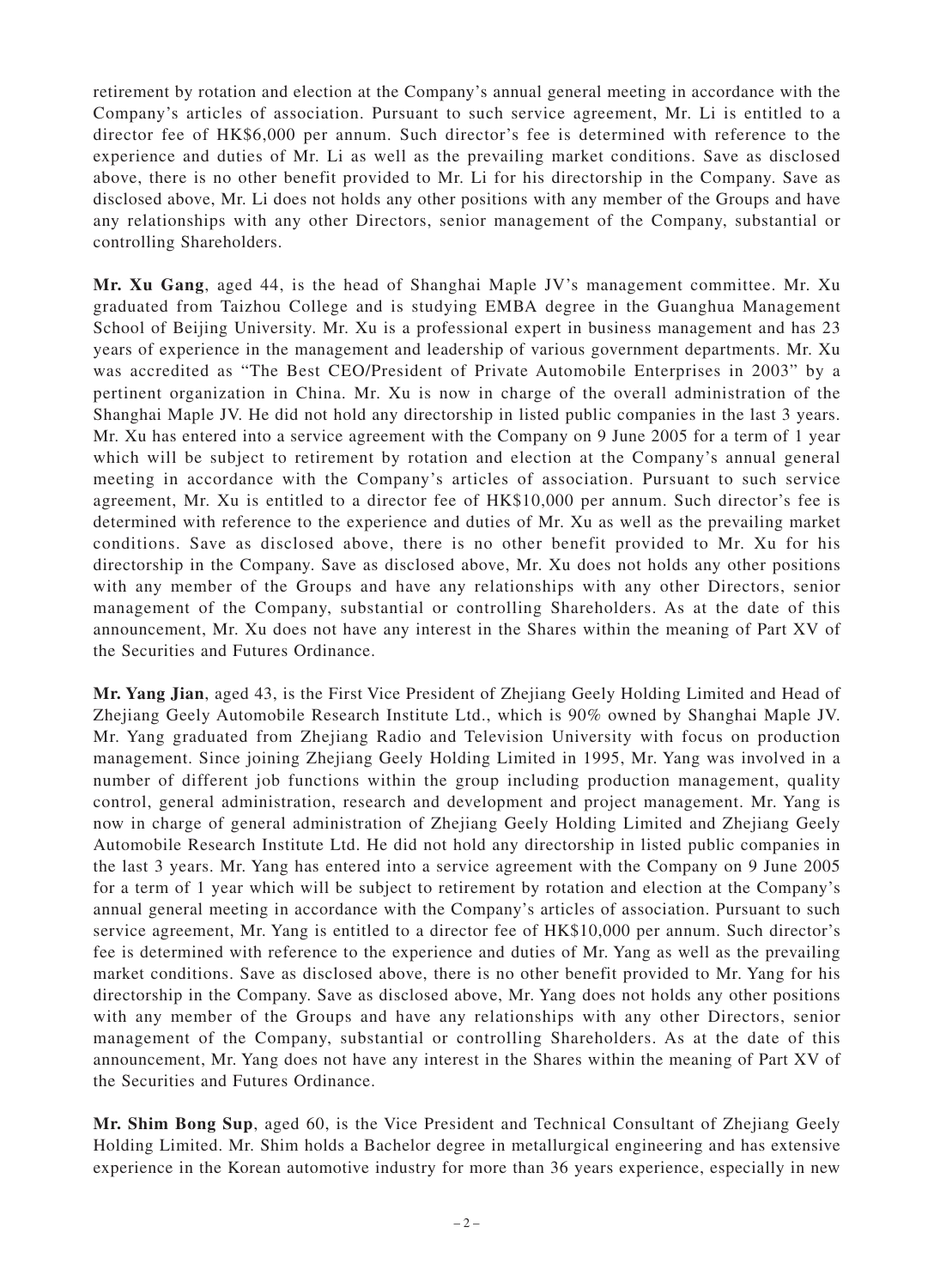retirement by rotation and election at the Company's annual general meeting in accordance with the Company's articles of association. Pursuant to such service agreement, Mr. Li is entitled to a director fee of HK$6,000 per annum. Such director's fee is determined with reference to the experience and duties of Mr. Li as well as the prevailing market conditions. Save as disclosed above, there is no other benefit provided to Mr. Li for his directorship in the Company. Save as disclosed above, Mr. Li does not holds any other positions with any member of the Groups and have any relationships with any other Directors, senior management of the Company, substantial or controlling Shareholders.

**Mr. Xu Gang**, aged 44, is the head of Shanghai Maple JV's management committee. Mr. Xu graduated from Taizhou College and is studying EMBA degree in the Guanghua Management School of Beijing University. Mr. Xu is a professional expert in business management and has 23 years of experience in the management and leadership of various government departments. Mr. Xu was accredited as "The Best CEO/President of Private Automobile Enterprises in 2003" by a pertinent organization in China. Mr. Xu is now in charge of the overall administration of the Shanghai Maple JV. He did not hold any directorship in listed public companies in the last 3 years. Mr. Xu has entered into a service agreement with the Company on 9 June 2005 for a term of 1 year which will be subject to retirement by rotation and election at the Company's annual general meeting in accordance with the Company's articles of association. Pursuant to such service agreement, Mr. Xu is entitled to a director fee of HK$10,000 per annum. Such director's fee is determined with reference to the experience and duties of Mr. Xu as well as the prevailing market conditions. Save as disclosed above, there is no other benefit provided to Mr. Xu for his directorship in the Company. Save as disclosed above, Mr. Xu does not holds any other positions with any member of the Groups and have any relationships with any other Directors, senior management of the Company, substantial or controlling Shareholders. As at the date of this announcement, Mr. Xu does not have any interest in the Shares within the meaning of Part XV of the Securities and Futures Ordinance.

**Mr. Yang Jian**, aged 43, is the First Vice President of Zhejiang Geely Holding Limited and Head of Zhejiang Geely Automobile Research Institute Ltd., which is 90% owned by Shanghai Maple JV. Mr. Yang graduated from Zhejiang Radio and Television University with focus on production management. Since joining Zhejiang Geely Holding Limited in 1995, Mr. Yang was involved in a number of different job functions within the group including production management, quality control, general administration, research and development and project management. Mr. Yang is now in charge of general administration of Zhejiang Geely Holding Limited and Zhejiang Geely Automobile Research Institute Ltd. He did not hold any directorship in listed public companies in the last 3 years. Mr. Yang has entered into a service agreement with the Company on 9 June 2005 for a term of 1 year which will be subject to retirement by rotation and election at the Company's annual general meeting in accordance with the Company's articles of association. Pursuant to such service agreement, Mr. Yang is entitled to a director fee of HK$10,000 per annum. Such director's fee is determined with reference to the experience and duties of Mr. Yang as well as the prevailing market conditions. Save as disclosed above, there is no other benefit provided to Mr. Yang for his directorship in the Company. Save as disclosed above, Mr. Yang does not holds any other positions with any member of the Groups and have any relationships with any other Directors, senior management of the Company, substantial or controlling Shareholders. As at the date of this announcement, Mr. Yang does not have any interest in the Shares within the meaning of Part XV of the Securities and Futures Ordinance.

**Mr. Shim Bong Sup**, aged 60, is the Vice President and Technical Consultant of Zhejiang Geely Holding Limited. Mr. Shim holds a Bachelor degree in metallurgical engineering and has extensive experience in the Korean automotive industry for more than 36 years experience, especially in new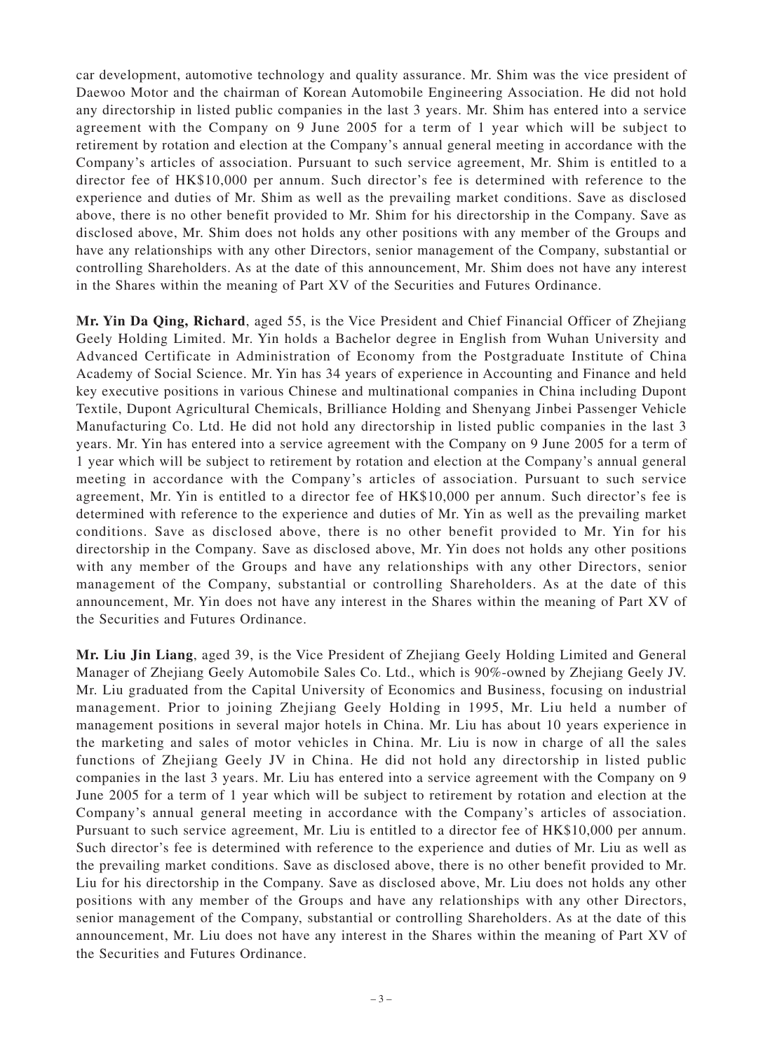car development, automotive technology and quality assurance. Mr. Shim was the vice president of Daewoo Motor and the chairman of Korean Automobile Engineering Association. He did not hold any directorship in listed public companies in the last 3 years. Mr. Shim has entered into a service agreement with the Company on 9 June 2005 for a term of 1 year which will be subject to retirement by rotation and election at the Company's annual general meeting in accordance with the Company's articles of association. Pursuant to such service agreement, Mr. Shim is entitled to a director fee of HK$10,000 per annum. Such director's fee is determined with reference to the experience and duties of Mr. Shim as well as the prevailing market conditions. Save as disclosed above, there is no other benefit provided to Mr. Shim for his directorship in the Company. Save as disclosed above, Mr. Shim does not holds any other positions with any member of the Groups and have any relationships with any other Directors, senior management of the Company, substantial or controlling Shareholders. As at the date of this announcement, Mr. Shim does not have any interest in the Shares within the meaning of Part XV of the Securities and Futures Ordinance.

**Mr. Yin Da Qing, Richard**, aged 55, is the Vice President and Chief Financial Officer of Zhejiang Geely Holding Limited. Mr. Yin holds a Bachelor degree in English from Wuhan University and Advanced Certificate in Administration of Economy from the Postgraduate Institute of China Academy of Social Science. Mr. Yin has 34 years of experience in Accounting and Finance and held key executive positions in various Chinese and multinational companies in China including Dupont Textile, Dupont Agricultural Chemicals, Brilliance Holding and Shenyang Jinbei Passenger Vehicle Manufacturing Co. Ltd. He did not hold any directorship in listed public companies in the last 3 years. Mr. Yin has entered into a service agreement with the Company on 9 June 2005 for a term of 1 year which will be subject to retirement by rotation and election at the Company's annual general meeting in accordance with the Company's articles of association. Pursuant to such service agreement, Mr. Yin is entitled to a director fee of HK$10,000 per annum. Such director's fee is determined with reference to the experience and duties of Mr. Yin as well as the prevailing market conditions. Save as disclosed above, there is no other benefit provided to Mr. Yin for his directorship in the Company. Save as disclosed above, Mr. Yin does not holds any other positions with any member of the Groups and have any relationships with any other Directors, senior management of the Company, substantial or controlling Shareholders. As at the date of this announcement, Mr. Yin does not have any interest in the Shares within the meaning of Part XV of the Securities and Futures Ordinance.

**Mr. Liu Jin Liang**, aged 39, is the Vice President of Zhejiang Geely Holding Limited and General Manager of Zhejiang Geely Automobile Sales Co. Ltd., which is 90%-owned by Zhejiang Geely JV. Mr. Liu graduated from the Capital University of Economics and Business, focusing on industrial management. Prior to joining Zhejiang Geely Holding in 1995, Mr. Liu held a number of management positions in several major hotels in China. Mr. Liu has about 10 years experience in the marketing and sales of motor vehicles in China. Mr. Liu is now in charge of all the sales functions of Zhejiang Geely JV in China. He did not hold any directorship in listed public companies in the last 3 years. Mr. Liu has entered into a service agreement with the Company on 9 June 2005 for a term of 1 year which will be subject to retirement by rotation and election at the Company's annual general meeting in accordance with the Company's articles of association. Pursuant to such service agreement, Mr. Liu is entitled to a director fee of HK$10,000 per annum. Such director's fee is determined with reference to the experience and duties of Mr. Liu as well as the prevailing market conditions. Save as disclosed above, there is no other benefit provided to Mr. Liu for his directorship in the Company. Save as disclosed above, Mr. Liu does not holds any other positions with any member of the Groups and have any relationships with any other Directors, senior management of the Company, substantial or controlling Shareholders. As at the date of this announcement, Mr. Liu does not have any interest in the Shares within the meaning of Part XV of the Securities and Futures Ordinance.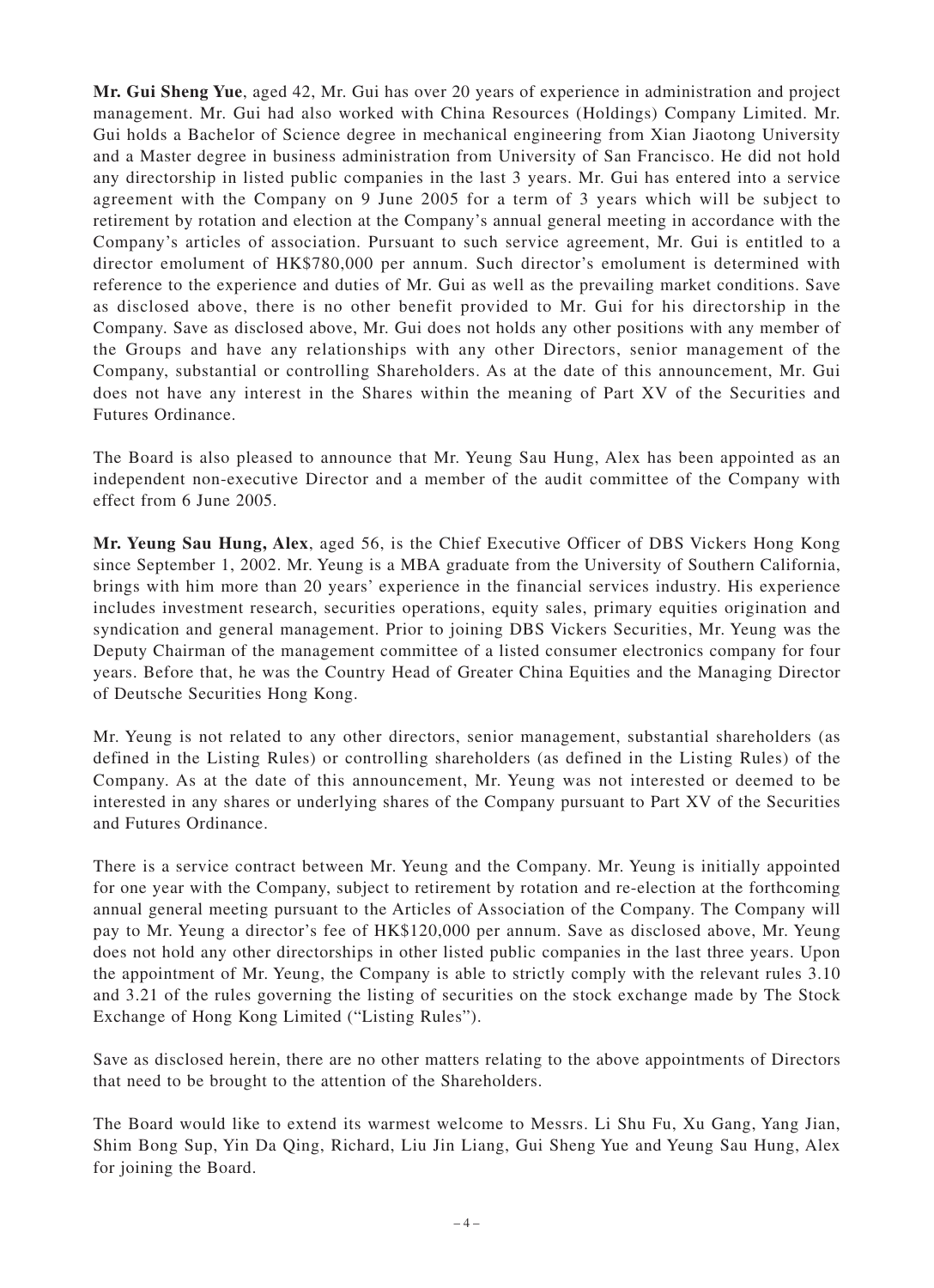**Mr. Gui Sheng Yue**, aged 42, Mr. Gui has over 20 years of experience in administration and project management. Mr. Gui had also worked with China Resources (Holdings) Company Limited. Mr. Gui holds a Bachelor of Science degree in mechanical engineering from Xian Jiaotong University and a Master degree in business administration from University of San Francisco. He did not hold any directorship in listed public companies in the last 3 years. Mr. Gui has entered into a service agreement with the Company on 9 June 2005 for a term of 3 years which will be subject to retirement by rotation and election at the Company's annual general meeting in accordance with the Company's articles of association. Pursuant to such service agreement, Mr. Gui is entitled to a director emolument of HK$780,000 per annum. Such director's emolument is determined with reference to the experience and duties of Mr. Gui as well as the prevailing market conditions. Save as disclosed above, there is no other benefit provided to Mr. Gui for his directorship in the Company. Save as disclosed above, Mr. Gui does not holds any other positions with any member of the Groups and have any relationships with any other Directors, senior management of the Company, substantial or controlling Shareholders. As at the date of this announcement, Mr. Gui does not have any interest in the Shares within the meaning of Part XV of the Securities and Futures Ordinance.

The Board is also pleased to announce that Mr. Yeung Sau Hung, Alex has been appointed as an independent non-executive Director and a member of the audit committee of the Company with effect from 6 June 2005.

**Mr. Yeung Sau Hung, Alex**, aged 56, is the Chief Executive Officer of DBS Vickers Hong Kong since September 1, 2002. Mr. Yeung is a MBA graduate from the University of Southern California, brings with him more than 20 years' experience in the financial services industry. His experience includes investment research, securities operations, equity sales, primary equities origination and syndication and general management. Prior to joining DBS Vickers Securities, Mr. Yeung was the Deputy Chairman of the management committee of a listed consumer electronics company for four years. Before that, he was the Country Head of Greater China Equities and the Managing Director of Deutsche Securities Hong Kong.

Mr. Yeung is not related to any other directors, senior management, substantial shareholders (as defined in the Listing Rules) or controlling shareholders (as defined in the Listing Rules) of the Company. As at the date of this announcement, Mr. Yeung was not interested or deemed to be interested in any shares or underlying shares of the Company pursuant to Part XV of the Securities and Futures Ordinance.

There is a service contract between Mr. Yeung and the Company. Mr. Yeung is initially appointed for one year with the Company, subject to retirement by rotation and re-election at the forthcoming annual general meeting pursuant to the Articles of Association of the Company. The Company will pay to Mr. Yeung a director's fee of HK$120,000 per annum. Save as disclosed above, Mr. Yeung does not hold any other directorships in other listed public companies in the last three years. Upon the appointment of Mr. Yeung, the Company is able to strictly comply with the relevant rules 3.10 and 3.21 of the rules governing the listing of securities on the stock exchange made by The Stock Exchange of Hong Kong Limited ("Listing Rules").

Save as disclosed herein, there are no other matters relating to the above appointments of Directors that need to be brought to the attention of the Shareholders.

The Board would like to extend its warmest welcome to Messrs. Li Shu Fu, Xu Gang, Yang Jian, Shim Bong Sup, Yin Da Qing, Richard, Liu Jin Liang, Gui Sheng Yue and Yeung Sau Hung, Alex for joining the Board.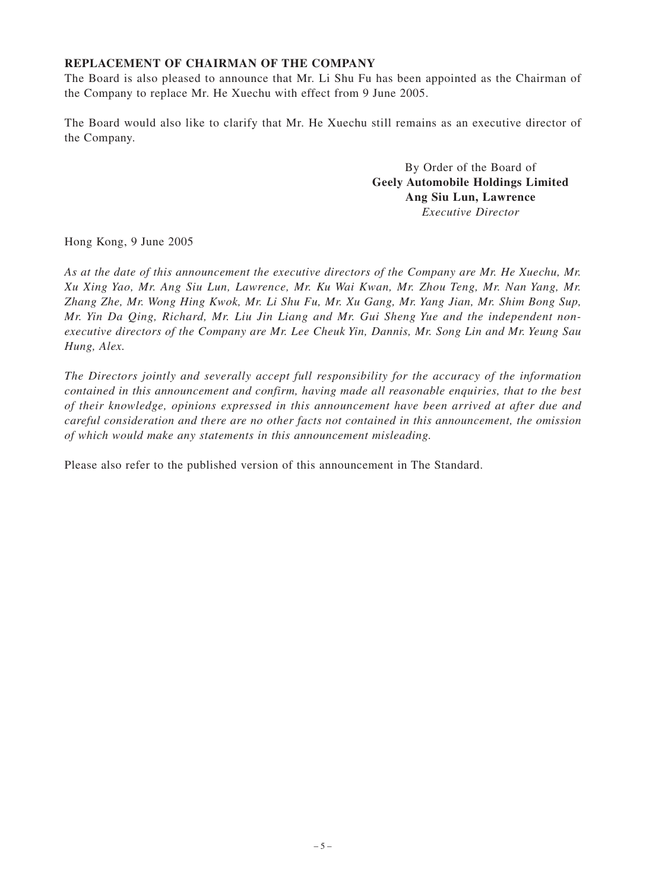**REPLACEMENT OF CHAIRMAN OF THE COMPANY**

The Board is also pleased to announce that Mr. Li Shu Fu has been appointed as the Chairman of the Company to replace Mr. He Xuechu with effect from 9 June 2005.

The Board would also like to clarify that Mr. He Xuechu still remains as an executive director of the Company.

By Order of the Board of
**Geely Automobile Holdings Limited**
**Ang Siu Lun, Lawrence**
*Executive Director*

Hong Kong, 9 June 2005

*As at the date of this announcement the executive directors of the Company are Mr. He Xuechu, Mr. Xu Xing Yao, Mr. Ang Siu Lun, Lawrence, Mr. Ku Wai Kwan, Mr. Zhou Teng, Mr. Nan Yang, Mr. Zhang Zhe, Mr. Wong Hing Kwok, Mr. Li Shu Fu, Mr. Xu Gang, Mr. Yang Jian, Mr. Shim Bong Sup, Mr. Yin Da Qing, Richard, Mr. Liu Jin Liang and Mr. Gui Sheng Yue and the independent non-executive directors of the Company are Mr. Lee Cheuk Yin, Dannis, Mr. Song Lin and Mr. Yeung Sau Hung, Alex.*

*The Directors jointly and severally accept full responsibility for the accuracy of the information contained in this announcement and confirm, having made all reasonable enquiries, that to the best of their knowledge, opinions expressed in this announcement have been arrived at after due and careful consideration and there are no other facts not contained in this announcement, the omission of which would make any statements in this announcement misleading.*

Please also refer to the published version of this announcement in The Standard.